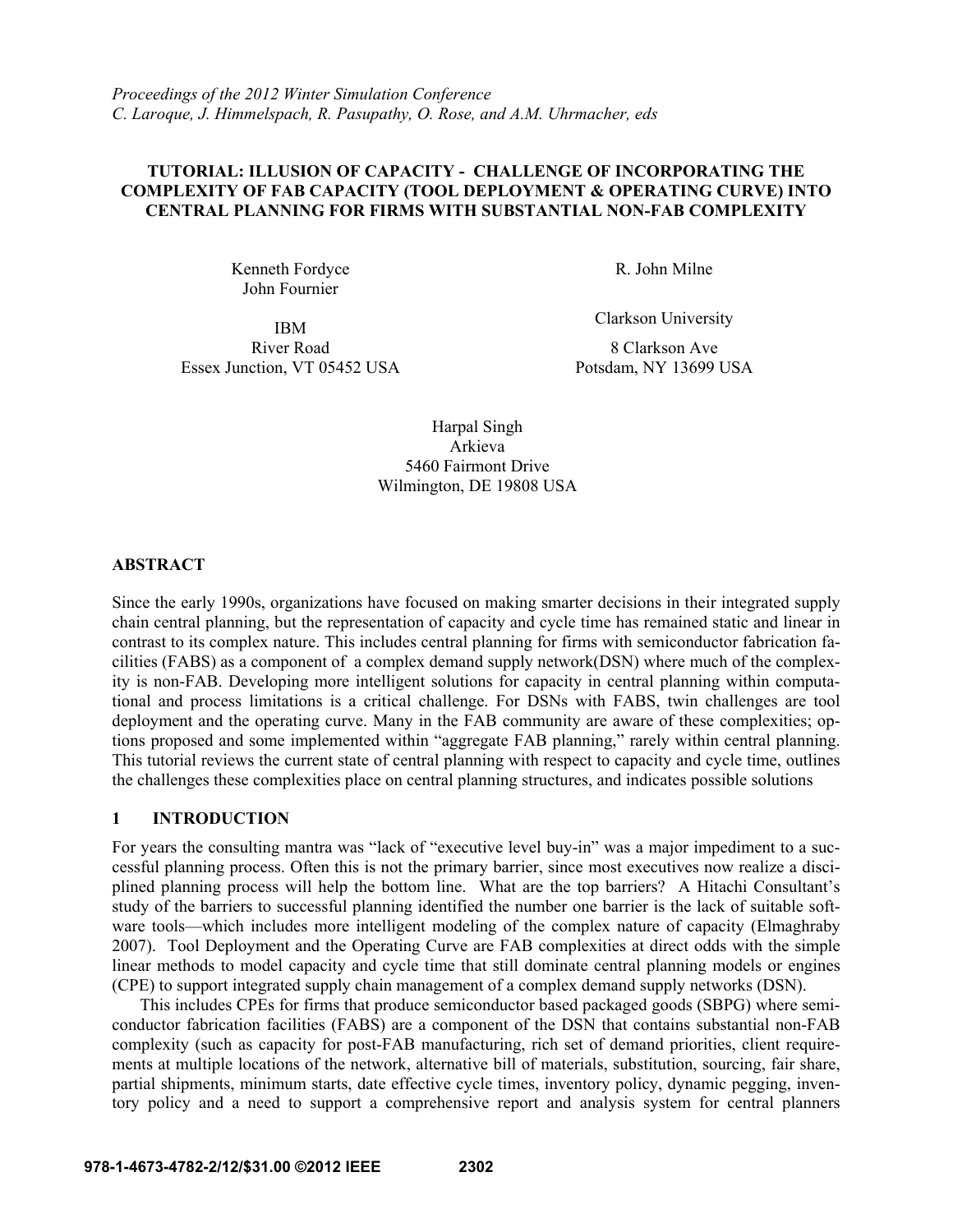*Proceedings of the 2012 Winter Simulation Conference*
*C. Laroque, J. Himmelspach, R. Pasupathy, O. Rose, and A.M. Uhrmacher, eds*

# TUTORIAL: ILLUSION OF CAPACITY - CHALLENGE OF INCORPORATING THE COMPLEXITY OF FAB CAPACITY (TOOL DEPLOYMENT & OPERATING CURVE) INTO CENTRAL PLANNING FOR FIRMS WITH SUBSTANTIAL NON-FAB COMPLEXITY

Kenneth Fordyce
John Fournier

IBM
River Road
Essex Junction, VT 05452 USA

R. John Milne

Clarkson University
8 Clarkson Ave
Potsdam, NY 13699 USA

Harpal Singh
Arkieva
5460 Fairmont Drive
Wilmington, DE 19808 USA

## ABSTRACT

Since the early 1990s, organizations have focused on making smarter decisions in their integrated supply chain central planning, but the representation of capacity and cycle time has remained static and linear in contrast to its complex nature. This includes central planning for firms with semiconductor fabrication facilities (FABS) as a component of a complex demand supply network(DSN) where much of the complexity is non-FAB. Developing more intelligent solutions for capacity in central planning within computational and process limitations is a critical challenge. For DSNs with FABS, twin challenges are tool deployment and the operating curve. Many in the FAB community are aware of these complexities; options proposed and some implemented within "aggregate FAB planning," rarely within central planning. This tutorial reviews the current state of central planning with respect to capacity and cycle time, outlines the challenges these complexities place on central planning structures, and indicates possible solutions

## 1 INTRODUCTION

For years the consulting mantra was "lack of "executive level buy-in" was a major impediment to a successful planning process. Often this is not the primary barrier, since most executives now realize a disciplined planning process will help the bottom line. What are the top barriers? A Hitachi Consultant's study of the barriers to successful planning identified the number one barrier is the lack of suitable software tools—which includes more intelligent modeling of the complex nature of capacity (Elmaghraby 2007). Tool Deployment and the Operating Curve are FAB complexities at direct odds with the simple linear methods to model capacity and cycle time that still dominate central planning models or engines (CPE) to support integrated supply chain management of a complex demand supply networks (DSN).

This includes CPEs for firms that produce semiconductor based packaged goods (SBPG) where semiconductor fabrication facilities (FABS) are a component of the DSN that contains substantial non-FAB complexity (such as capacity for post-FAB manufacturing, rich set of demand priorities, client requirements at multiple locations of the network, alternative bill of materials, substitution, sourcing, fair share, partial shipments, minimum starts, date effective cycle times, inventory policy, dynamic pegging, inventory policy and a need to support a comprehensive report and analysis system for central planners

978-1-4673-4782-2/12/$31.00 ©2012 IEEE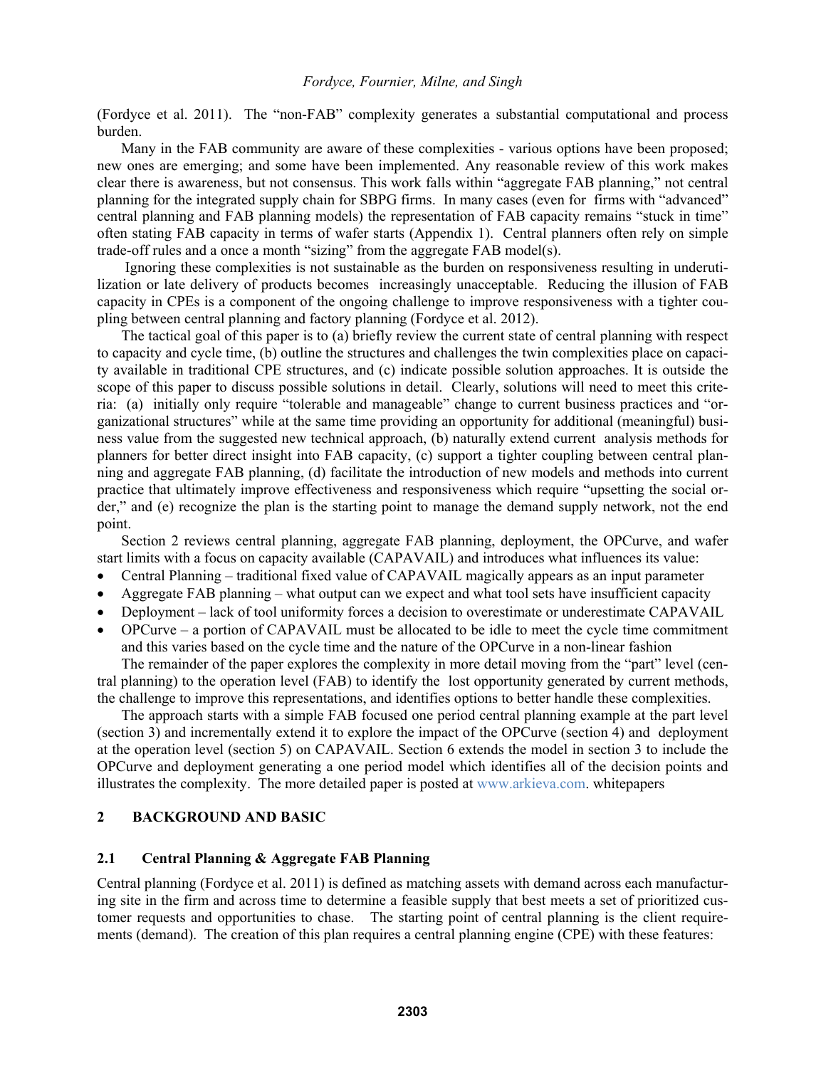(Fordyce et al. 2011). The "non-FAB" complexity generates a substantial computational and process burden.

Many in the FAB community are aware of these complexities - various options have been proposed; new ones are emerging; and some have been implemented. Any reasonable review of this work makes clear there is awareness, but not consensus. This work falls within "aggregate FAB planning," not central planning for the integrated supply chain for SBPG firms. In many cases (even for firms with "advanced" central planning and FAB planning models) the representation of FAB capacity remains "stuck in time" often stating FAB capacity in terms of wafer starts (Appendix 1). Central planners often rely on simple trade-off rules and a once a month "sizing" from the aggregate FAB model(s).

Ignoring these complexities is not sustainable as the burden on responsiveness resulting in underutilization or late delivery of products becomes increasingly unacceptable. Reducing the illusion of FAB capacity in CPEs is a component of the ongoing challenge to improve responsiveness with a tighter coupling between central planning and factory planning (Fordyce et al. 2012).

The tactical goal of this paper is to (a) briefly review the current state of central planning with respect to capacity and cycle time, (b) outline the structures and challenges the twin complexities place on capacity available in traditional CPE structures, and (c) indicate possible solution approaches. It is outside the scope of this paper to discuss possible solutions in detail. Clearly, solutions will need to meet this criteria: (a) initially only require "tolerable and manageable" change to current business practices and "organizational structures" while at the same time providing an opportunity for additional (meaningful) business value from the suggested new technical approach, (b) naturally extend current analysis methods for planners for better direct insight into FAB capacity, (c) support a tighter coupling between central planning and aggregate FAB planning, (d) facilitate the introduction of new models and methods into current practice that ultimately improve effectiveness and responsiveness which require "upsetting the social order," and (e) recognize the plan is the starting point to manage the demand supply network, not the end point.

Section 2 reviews central planning, aggregate FAB planning, deployment, the OPCurve, and wafer start limits with a focus on capacity available (CAPAVAIL) and introduces what influences its value:

- Central Planning – traditional fixed value of CAPAVAIL magically appears as an input parameter
- Aggregate FAB planning – what output can we expect and what tool sets have insufficient capacity
- Deployment – lack of tool uniformity forces a decision to overestimate or underestimate CAPAVAIL
- OPCurve – a portion of CAPAVAIL must be allocated to be idle to meet the cycle time commitment and this varies based on the cycle time and the nature of the OPCurve in a non-linear fashion

The remainder of the paper explores the complexity in more detail moving from the "part" level (central planning) to the operation level (FAB) to identify the lost opportunity generated by current methods, the challenge to improve this representations, and identifies options to better handle these complexities.

The approach starts with a simple FAB focused one period central planning example at the part level (section 3) and incrementally extend it to explore the impact of the OPCurve (section 4) and deployment at the operation level (section 5) on CAPAVAIL. Section 6 extends the model in section 3 to include the OPCurve and deployment generating a one period model which identifies all of the decision points and illustrates the complexity. The more detailed paper is posted at www.arkieva.com. whitepapers

## 2 BACKGROUND AND BASIC

### 2.1 Central Planning & Aggregate FAB Planning

Central planning (Fordyce et al. 2011) is defined as matching assets with demand across each manufacturing site in the firm and across time to determine a feasible supply that best meets a set of prioritized customer requests and opportunities to chase. The starting point of central planning is the client requirements (demand). The creation of this plan requires a central planning engine (CPE) with these features: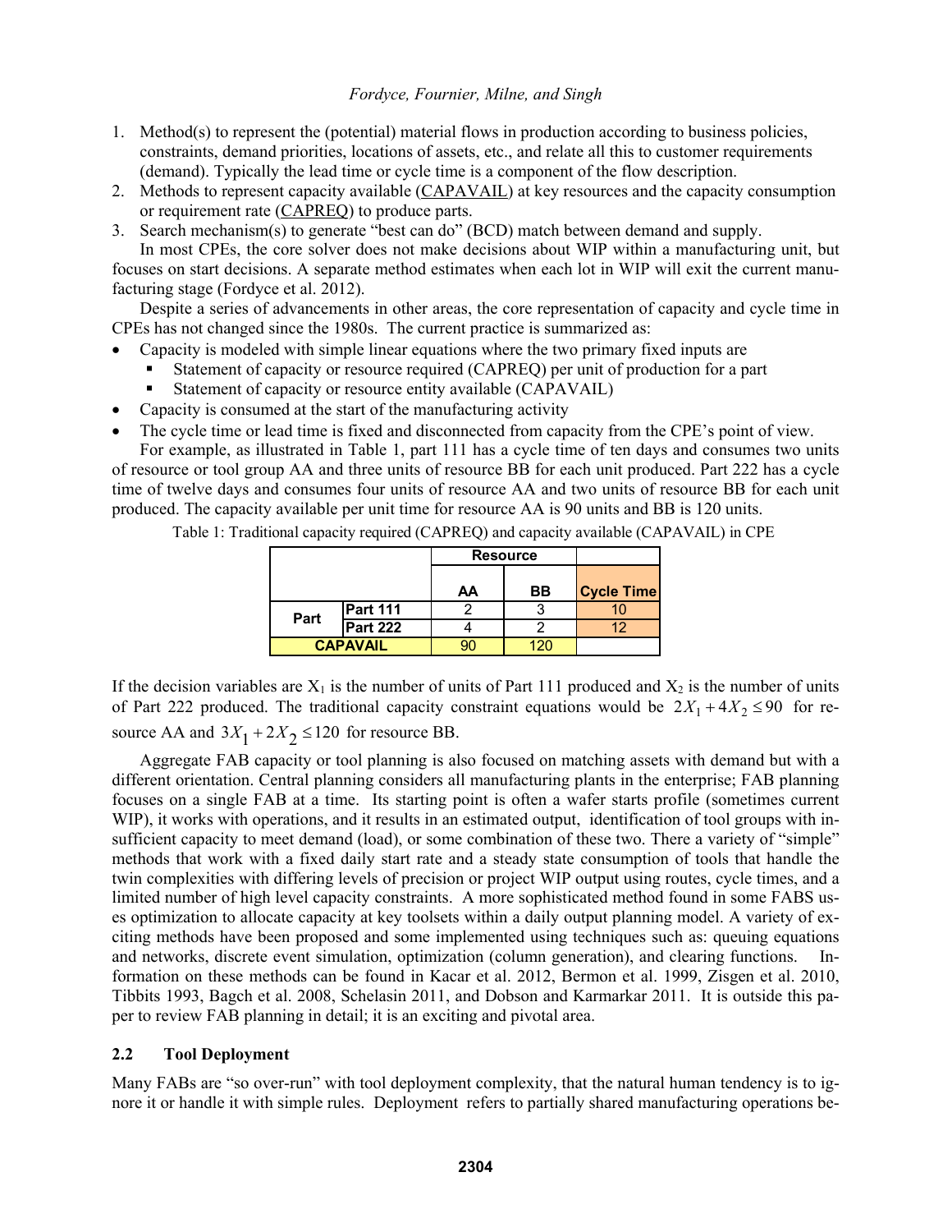1. Method(s) to represent the (potential) material flows in production according to business policies, constraints, demand priorities, locations of assets, etc., and relate all this to customer requirements (demand). Typically the lead time or cycle time is a component of the flow description.
2. Methods to represent capacity available (CAPAVAIL) at key resources and the capacity consumption or requirement rate (CAPREQ) to produce parts.
3. Search mechanism(s) to generate "best can do" (BCD) match between demand and supply.

In most CPEs, the core solver does not make decisions about WIP within a manufacturing unit, but focuses on start decisions. A separate method estimates when each lot in WIP will exit the current manufacturing stage (Fordyce et al. 2012).

Despite a series of advancements in other areas, the core representation of capacity and cycle time in CPEs has not changed since the 1980s. The current practice is summarized as:

- Capacity is modeled with simple linear equations where the two primary fixed inputs are
  - Statement of capacity or resource required (CAPREQ) per unit of production for a part
  - Statement of capacity or resource entity available (CAPAVAIL)
- Capacity is consumed at the start of the manufacturing activity
- The cycle time or lead time is fixed and disconnected from capacity from the CPE's point of view.

For example, as illustrated in Table 1, part 111 has a cycle time of ten days and consumes two units of resource or tool group AA and three units of resource BB for each unit produced. Part 222 has a cycle time of twelve days and consumes four units of resource AA and two units of resource BB for each unit produced. The capacity available per unit time for resource AA is 90 units and BB is 120 units.

Table 1: Traditional capacity required (CAPREQ) and capacity available (CAPAVAIL) in CPE

| | | Resource | | |
|---|---|---|---|---|
| | | AA | BB | Cycle Time |
| Part | Part 111 | 2 | 3 | 10 |
| | Part 222 | 4 | 2 | 12 |
| CAPAVAIL | | 90 | 120 | |

If the decision variables are $X_1$ is the number of units of Part 111 produced and $X_2$ is the number of units of Part 222 produced. The traditional capacity constraint equations would be $2X_1 + 4X_2 \leq 90$ for resource AA and $3X_1 + 2X_2 \leq 120$ for resource BB.

Aggregate FAB capacity or tool planning is also focused on matching assets with demand but with a different orientation. Central planning considers all manufacturing plants in the enterprise; FAB planning focuses on a single FAB at a time. Its starting point is often a wafer starts profile (sometimes current WIP), it works with operations, and it results in an estimated output, identification of tool groups with insufficient capacity to meet demand (load), or some combination of these two. There a variety of "simple" methods that work with a fixed daily start rate and a steady state consumption of tools that handle the twin complexities with differing levels of precision or project WIP output using routes, cycle times, and a limited number of high level capacity constraints. A more sophisticated method found in some FABS uses optimization to allocate capacity at key toolsets within a daily output planning model. A variety of exciting methods have been proposed and some implemented using techniques such as: queuing equations and networks, discrete event simulation, optimization (column generation), and clearing functions. Information on these methods can be found in Kacar et al. 2012, Bermon et al. 1999, Zisgen et al. 2010, Tibbits 1993, Bagch et al. 2008, Schelasin 2011, and Dobson and Karmarkar 2011. It is outside this paper to review FAB planning in detail; it is an exciting and pivotal area.

### 2.2 Tool Deployment

Many FABs are "so over-run" with tool deployment complexity, that the natural human tendency is to ignore it or handle it with simple rules. Deployment refers to partially shared manufacturing operations be-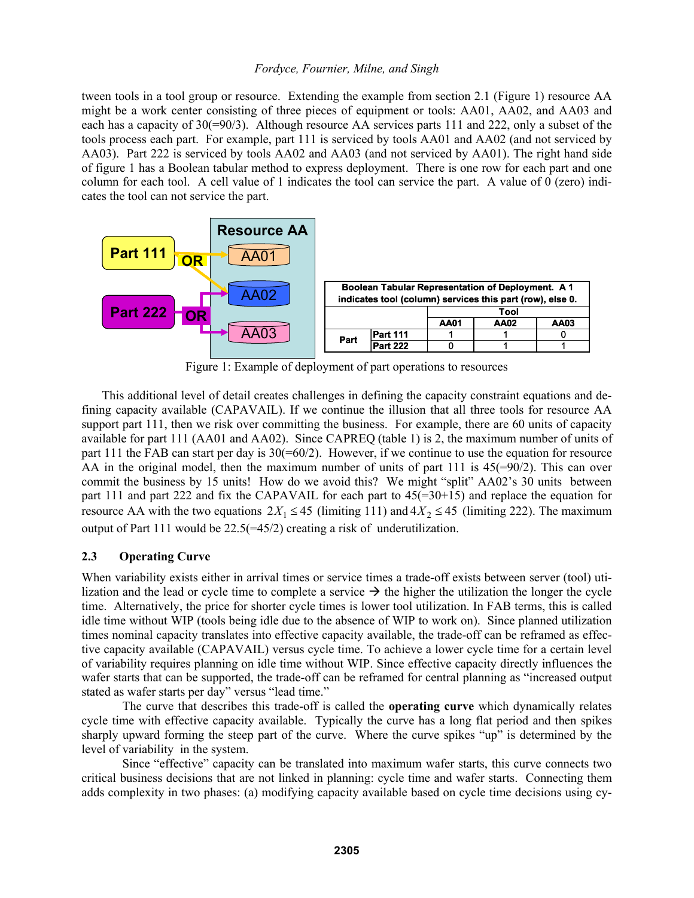tween tools in a tool group or resource. Extending the example from section 2.1 (Figure 1) resource AA might be a work center consisting of three pieces of equipment or tools: AA01, AA02, and AA03 and each has a capacity of 30(=90/3). Although resource AA services parts 111 and 222, only a subset of the tools process each part. For example, part 111 is serviced by tools AA01 and AA02 (and not serviced by AA03). Part 222 is serviced by tools AA02 and AA03 (and not serviced by AA01). The right hand side of figure 1 has a Boolean tabular method to express deployment. There is one row for each part and one column for each tool. A cell value of 1 indicates the tool can service the part. A value of 0 (zero) indicates the tool can not service the part.

| Boolean Tabular Representation of Deployment. A 1 indicates tool (column) services this part (row), else 0. | | | | |
|---|---|---|---|---|
| | | Tool | | |
| | | AA01 | AA02 | AA03 |
| Part | Part 111 | 1 | 1 | 0 |
| | Part 222 | 0 | 1 | 1 |

Figure 1: Example of deployment of part operations to resources

This additional level of detail creates challenges in defining the capacity constraint equations and defining capacity available (CAPAVAIL). If we continue the illusion that all three tools for resource AA support part 111, then we risk over committing the business. For example, there are 60 units of capacity available for part 111 (AA01 and AA02). Since CAPREQ (table 1) is 2, the maximum number of units of part 111 the FAB can start per day is 30(=60/2). However, if we continue to use the equation for resource AA in the original model, then the maximum number of units of part 111 is 45(=90/2). This can over commit the business by 15 units! How do we avoid this? We might "split" AA02's 30 units between part 111 and part 222 and fix the CAPAVAIL for each part to 45(=30+15) and replace the equation for resource AA with the two equations $2X_1 \le 45$ (limiting 111) and $4X_2 \le 45$ (limiting 222). The maximum output of Part 111 would be 22.5(=45/2) creating a risk of underutilization.

## 2.3 Operating Curve

When variability exists either in arrival times or service times a trade-off exists between server (tool) utilization and the lead or cycle time to complete a service → the higher the utilization the longer the cycle time. Alternatively, the price for shorter cycle times is lower tool utilization. In FAB terms, this is called idle time without WIP (tools being idle due to the absence of WIP to work on). Since planned utilization times nominal capacity translates into effective capacity available, the trade-off can be reframed as effective capacity available (CAPAVAIL) versus cycle time. To achieve a lower cycle time for a certain level of variability requires planning on idle time without WIP. Since effective capacity directly influences the wafer starts that can be supported, the trade-off can be reframed for central planning as "increased output stated as wafer starts per day" versus "lead time."

The curve that describes this trade-off is called the **operating curve** which dynamically relates cycle time with effective capacity available. Typically the curve has a long flat period and then spikes sharply upward forming the steep part of the curve. Where the curve spikes "up" is determined by the level of variability in the system.

Since "effective" capacity can be translated into maximum wafer starts, this curve connects two critical business decisions that are not linked in planning: cycle time and wafer starts. Connecting them adds complexity in two phases: (a) modifying capacity available based on cycle time decisions using cy-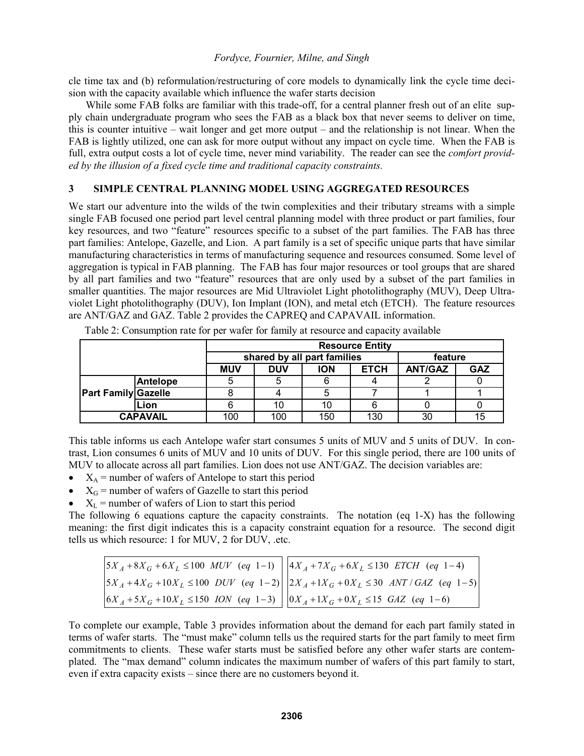cle time tax and (b) reformulation/restructuring of core models to dynamically link the cycle time decision with the capacity available which influence the wafer starts decision

While some FAB folks are familiar with this trade-off, for a central planner fresh out of an elite supply chain undergraduate program who sees the FAB as a black box that never seems to deliver on time, this is counter intuitive – wait longer and get more output – and the relationship is not linear. When the FAB is lightly utilized, one can ask for more output without any impact on cycle time. When the FAB is full, extra output costs a lot of cycle time, never mind variability. The reader can see the *comfort provided by the illusion of a fixed cycle time and traditional capacity constraints.*

## 3 SIMPLE CENTRAL PLANNING MODEL USING AGGREGATED RESOURCES

We start our adventure into the wilds of the twin complexities and their tributary streams with a simple single FAB focused one period part level central planning model with three product or part families, four key resources, and two "feature" resources specific to a subset of the part families. The FAB has three part families: Antelope, Gazelle, and Lion. A part family is a set of specific unique parts that have similar manufacturing characteristics in terms of manufacturing sequence and resources consumed. Some level of aggregation is typical in FAB planning. The FAB has four major resources or tool groups that are shared by all part families and two "feature" resources that are only used by a subset of the part families in smaller quantities. The major resources are Mid Ultraviolet Light photolithography (MUV), Deep Ultraviolet Light photolithography (DUV), Ion Implant (ION), and metal etch (ETCH). The feature resources are ANT/GAZ and GAZ. Table 2 provides the CAPREQ and CAPAVAIL information.

Table 2: Consumption rate for per wafer for family at resource and capacity available

| | | Resource Entity | | | | | |
|---|---|---|---|---|---|---|---|
| | | shared by all part families | | | | feature | |
| | | MUV | DUV | ION | ETCH | ANT/GAZ | GAZ |
| Part Family | Antelope | 5 | 5 | 6 | 4 | 2 | 0 |
| | Gazelle | 8 | 4 | 5 | 7 | 1 | 1 |
| | Lion | 6 | 10 | 10 | 6 | 0 | 0 |
| CAPAVAIL | | 100 | 100 | 150 | 130 | 30 | 15 |

This table informs us each Antelope wafer start consumes 5 units of MUV and 5 units of DUV. In contrast, Lion consumes 6 units of MUV and 10 units of DUV. For this single period, there are 100 units of MUV to allocate across all part families. Lion does not use ANT/GAZ. The decision variables are:

- $X_A$ = number of wafers of Antelope to start this period
- $X_G$ = number of wafers of Gazelle to start this period
- $X_L$ = number of wafers of Lion to start this period

The following 6 equations capture the capacity constraints. The notation (eq 1-X) has the following meaning: the first digit indicates this is a capacity constraint equation for a resource. The second digit tells us which resource: 1 for MUV, 2 for DUV, .etc.

$$5X_A + 8X_G + 6X_L \le 100 \quad MUV \quad (eq\ 1\text{-}1)$$
$$5X_A + 4X_G + 10X_L \le 100 \quad DUV \quad (eq\ 1\text{-}2)$$
$$6X_A + 5X_G + 10X_L \le 150 \quad ION \quad (eq\ 1\text{-}3)$$
$$4X_A + 7X_G + 6X_L \le 130 \quad ETCH \quad (eq\ 1\text{-}4)$$
$$2X_A + 1X_G + 0X_L \le 30 \quad ANT/GAZ \quad (eq\ 1\text{-}5)$$
$$0X_A + 1X_G + 0X_L \le 15 \quad GAZ \quad (eq\ 1\text{-}6)$$

To complete our example, Table 3 provides information about the demand for each part family stated in terms of wafer starts. The "must make" column tells us the required starts for the part family to meet firm commitments to clients. These wafer starts must be satisfied before any other wafer starts are contemplated. The "max demand" column indicates the maximum number of wafers of this part family to start, even if extra capacity exists – since there are no customers beyond it.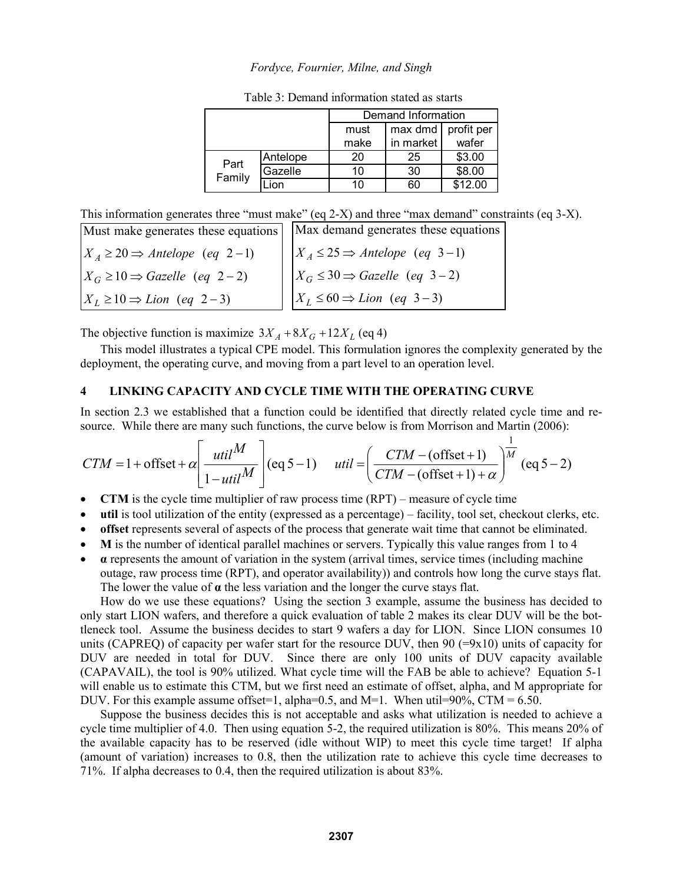Table 3: Demand information stated as starts

| | | Demand Information | | |
|---|---|---|---|---|
| | | must make | max dmd in market | profit per wafer |
| Part Family | Antelope | 20 | 25 | $3.00 |
| | Gazelle | 10 | 30 | $8.00 |
| | Lion | 10 | 60 | $12.00 |

This information generates three "must make" (eq 2-X) and three "max demand" constraints (eq 3-X).

| Must make generates these equations | Max demand generates these equations |
|---|---|
| $X_A \geq 20 \Rightarrow \textit{Antelope} \;\; (eq \;\; 2-1)$ | $X_A \leq 25 \Rightarrow \textit{Antelope} \;\; (eq \;\; 3-1)$ |
| $X_G \geq 10 \Rightarrow \textit{Gazelle} \;\; (eq \;\; 2-2)$ | $X_G \leq 30 \Rightarrow \textit{Gazelle} \;\; (eq \;\; 3-2)$ |
| $X_L \geq 10 \Rightarrow \textit{Lion} \;\; (eq \;\; 2-3)$ | $X_L \leq 60 \Rightarrow \textit{Lion} \;\; (eq \;\; 3-3)$ |

The objective function is maximize $3X_A + 8X_G + 12X_L$ (eq 4)

This model illustrates a typical CPE model. This formulation ignores the complexity generated by the deployment, the operating curve, and moving from a part level to an operation level.

## 4 LINKING CAPACITY AND CYCLE TIME WITH THE OPERATING CURVE

In section 2.3 we established that a function could be identified that directly related cycle time and resource. While there are many such functions, the curve below is from Morrison and Martin (2006):

$$CTM = 1 + \text{offset} + \alpha \left[ \frac{util^M}{1 - util^M} \right] (\text{eq } 5-1) \qquad util = \left( \frac{CTM - (\text{offset} + 1)}{CTM - (\text{offset} + 1) + \alpha} \right)^{\frac{1}{M}} (\text{eq } 5-2)$$

- **CTM** is the cycle time multiplier of raw process time (RPT) – measure of cycle time
- **util** is tool utilization of the entity (expressed as a percentage) – facility, tool set, checkout clerks, etc.
- **offset** represents several of aspects of the process that generate wait time that cannot be eliminated.
- **M** is the number of identical parallel machines or servers. Typically this value ranges from 1 to 4
- **α** represents the amount of variation in the system (arrival times, service times (including machine outage, raw process time (RPT), and operator availability)) and controls how long the curve stays flat. The lower the value of **α** the less variation and the longer the curve stays flat.

How do we use these equations? Using the section 3 example, assume the business has decided to only start LION wafers, and therefore a quick evaluation of table 2 makes its clear DUV will be the bottleneck tool. Assume the business decides to start 9 wafers a day for LION. Since LION consumes 10 units (CAPREQ) of capacity per wafer start for the resource DUV, then 90 (=9x10) units of capacity for DUV are needed in total for DUV. Since there are only 100 units of DUV capacity available (CAPAVAIL), the tool is 90% utilized. What cycle time will the FAB be able to achieve? Equation 5-1 will enable us to estimate this CTM, but we first need an estimate of offset, alpha, and M appropriate for DUV. For this example assume offset=1, alpha=0.5, and M=1. When util=90%, CTM = 6.50.

Suppose the business decides this is not acceptable and asks what utilization is needed to achieve a cycle time multiplier of 4.0. Then using equation 5-2, the required utilization is 80%. This means 20% of the available capacity has to be reserved (idle without WIP) to meet this cycle time target! If alpha (amount of variation) increases to 0.8, then the utilization rate to achieve this cycle time decreases to 71%. If alpha decreases to 0.4, then the required utilization is about 83%.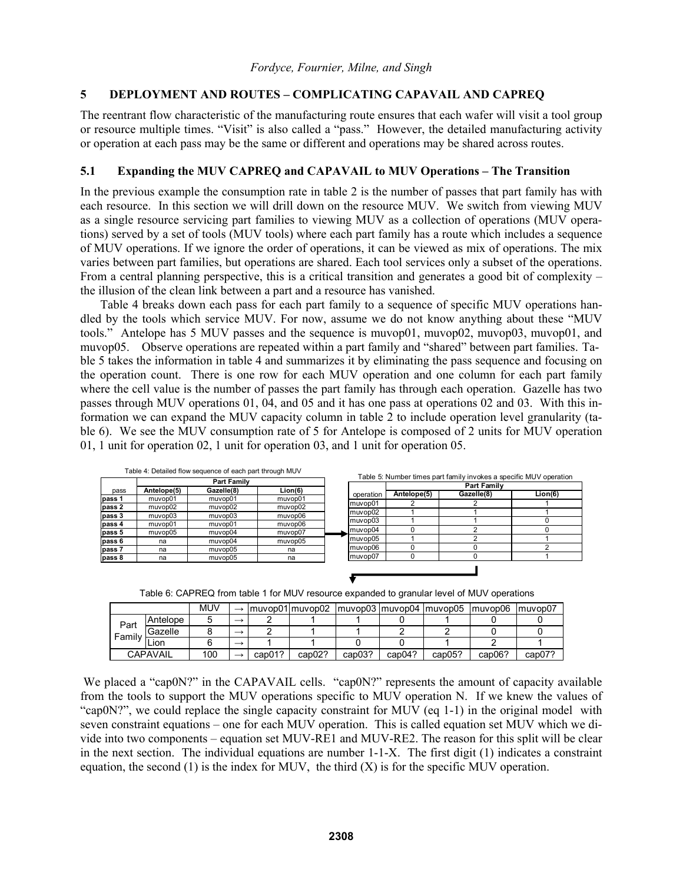## 5 DEPLOYMENT AND ROUTES – COMPLICATING CAPAVAIL AND CAPREQ

The reentrant flow characteristic of the manufacturing route ensures that each wafer will visit a tool group or resource multiple times. "Visit" is also called a "pass." However, the detailed manufacturing activity or operation at each pass may be the same or different and operations may be shared across routes.

### 5.1 Expanding the MUV CAPREQ and CAPAVAIL to MUV Operations – The Transition

In the previous example the consumption rate in table 2 is the number of passes that part family has with each resource. In this section we will drill down on the resource MUV. We switch from viewing MUV as a single resource servicing part families to viewing MUV as a collection of operations (MUV operations) served by a set of tools (MUV tools) where each part family has a route which includes a sequence of MUV operations. If we ignore the order of operations, it can be viewed as mix of operations. The mix varies between part families, but operations are shared. Each tool services only a subset of the operations. From a central planning perspective, this is a critical transition and generates a good bit of complexity – the illusion of the clean link between a part and a resource has vanished.

Table 4 breaks down each pass for each part family to a sequence of specific MUV operations handled by the tools which service MUV. For now, assume we do not know anything about these "MUV tools." Antelope has 5 MUV passes and the sequence is muvop01, muvop02, muvop03, muvop01, and muvop05. Observe operations are repeated within a part family and "shared" between part families. Table 5 takes the information in table 4 and summarizes it by eliminating the pass sequence and focusing on the operation count. There is one row for each MUV operation and one column for each part family where the cell value is the number of passes the part family has through each operation. Gazelle has two passes through MUV operations 01, 04, and 05 and it has one pass at operations 02 and 03. With this information we can expand the MUV capacity column in table 2 to include operation level granularity (table 6). We see the MUV consumption rate of 5 for Antelope is composed of 2 units for MUV operation 01, 1 unit for operation 02, 1 unit for operation 03, and 1 unit for operation 05.

Table 4: Detailed flow sequence of each part through MUV

| | Part Family | | |
|---|---|---|---|
| pass | Antelope(5) | Gazelle(8) | Lion(6) |
| pass 1 | muvop01 | muvop01 | muvop01 |
| pass 2 | muvop02 | muvop02 | muvop02 |
| pass 3 | muvop03 | muvop03 | muvop06 |
| pass 4 | muvop01 | muvop01 | muvop06 |
| pass 5 | muvop05 | muvop04 | muvop07 |
| pass 6 | na | muvop04 | muvop05 |
| pass 7 | na | muvop05 | na |
| pass 8 | na | muvop05 | na |

Table 5: Number times part family invokes a specific MUV operation

| | Part Family | | |
|---|---|---|---|
| operation | Antelope(5) | Gazelle(8) | Lion(6) |
| muvop01 | 2 | 2 | 1 |
| muvop02 | 1 | 1 | 1 |
| muvop03 | 1 | 1 | 0 |
| muvop04 | 0 | 2 | 0 |
| muvop05 | 1 | 2 | 1 |
| muvop06 | 0 | 0 | 2 |
| muvop07 | 0 | 0 | 1 |

Table 6: CAPREQ from table 1 for MUV resource expanded to granular level of MUV operations

| | | MUV | → | muvop01 | muvop02 | muvop03 | muvop04 | muvop05 | muvop06 | muvop07 |
|---|---|---|---|---|---|---|---|---|---|---|
| Part Family | Antelope | 5 | → | 2 | 1 | 1 | 0 | 1 | 0 | 0 |
| | Gazelle | 8 | → | 2 | 1 | 1 | 2 | 2 | 0 | 0 |
| | Lion | 6 | → | 1 | 1 | 0 | 0 | 1 | 2 | 1 |
| CAPAVAIL | | 100 | → | cap01? | cap02? | cap03? | cap04? | cap05? | cap06? | cap07? |

We placed a "cap0N?" in the CAPAVAIL cells. "cap0N?" represents the amount of capacity available from the tools to support the MUV operations specific to MUV operation N. If we knew the values of "cap0N?", we could replace the single capacity constraint for MUV (eq 1-1) in the original model with seven constraint equations – one for each MUV operation. This is called equation set MUV which we divide into two components – equation set MUV-RE1 and MUV-RE2. The reason for this split will be clear in the next section. The individual equations are number 1-1-X. The first digit (1) indicates a constraint equation, the second (1) is the index for MUV, the third (X) is for the specific MUV operation.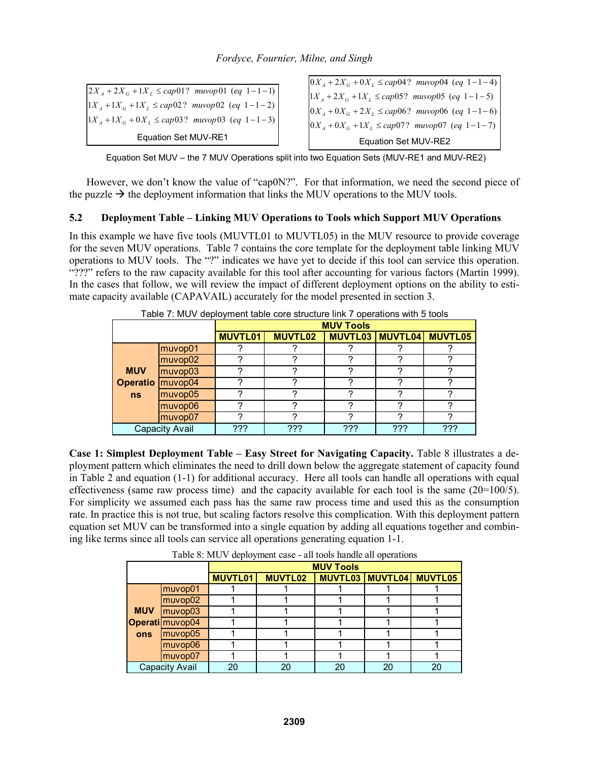$$2X_A + 2X_G + 1X_L \leq cap01? \;\; muvop01 \;\; (eq \;\; 1\text{-}1\text{-}1)$$
$$1X_A + 1X_G + 1X_L \leq cap02? \;\; muvop02 \;\; (eq \;\; 1\text{-}1\text{-}2)$$
$$1X_A + 1X_G + 0X_L \leq cap03? \;\; muvop03 \;\; (eq \;\; 1\text{-}1\text{-}3)$$

Equation Set MUV-RE1

$$0X_A + 2X_G + 0X_L \leq cap04? \;\; muvop04 \;\; (eq \;\; 1\text{-}1\text{-}4)$$
$$1X_A + 2X_G + 1X_L \leq cap05? \;\; muvop05 \;\; (eq \;\; 1\text{-}1\text{-}5)$$
$$0X_A + 0X_G + 2X_L \leq cap06? \;\; muvop06 \;\; (eq \;\; 1\text{-}1\text{-}6)$$
$$0X_A + 0X_G + 1X_L \leq cap07? \;\; muvop07 \;\; (eq \;\; 1\text{-}1\text{-}7)$$

Equation Set MUV-RE2

Equation Set MUV – the 7 MUV Operations split into two Equation Sets (MUV-RE1 and MUV-RE2)

However, we don't know the value of "cap0N?". For that information, we need the second piece of the puzzle → the deployment information that links the MUV operations to the MUV tools.

## 5.2 Deployment Table – Linking MUV Operations to Tools which Support MUV Operations

In this example we have five tools (MUVTL01 to MUVTL05) in the MUV resource to provide coverage for the seven MUV operations. Table 7 contains the core template for the deployment table linking MUV operations to MUV tools. The "?" indicates we have yet to decide if this tool can service this operation. "???" refers to the raw capacity available for this tool after accounting for various factors (Martin 1999). In the cases that follow, we will review the impact of different deployment options on the ability to estimate capacity available (CAPAVAIL) accurately for the model presented in section 3.

Table 7: MUV deployment table core structure link 7 operations with 5 tools

| | | MUV Tools | | | | |
|---|---|---|---|---|---|---|
| | | MUVTL01 | MUVTL02 | MUVTL03 | MUVTL04 | MUVTL05 |
| MUV Operations | muvop01 | ? | ? | ? | ? | ? |
| | muvop02 | ? | ? | ? | ? | ? |
| | muvop03 | ? | ? | ? | ? | ? |
| | muvop04 | ? | ? | ? | ? | ? |
| | muvop05 | ? | ? | ? | ? | ? |
| | muvop06 | ? | ? | ? | ? | ? |
| | muvop07 | ? | ? | ? | ? | ? |
| Capacity Avail | | ??? | ??? | ??? | ??? | ??? |

**Case 1: Simplest Deployment Table – Easy Street for Navigating Capacity.** Table 8 illustrates a deployment pattern which eliminates the need to drill down below the aggregate statement of capacity found in Table 2 and equation (1-1) for additional accuracy. Here all tools can handle all operations with equal effectiveness (same raw process time) and the capacity available for each tool is the same (20=100/5). For simplicity we assumed each pass has the same raw process time and used this as the consumption rate. In practice this is not true, but scaling factors resolve this complication. With this deployment pattern equation set MUV can be transformed into a single equation by adding all equations together and combining like terms since all tools can service all operations generating equation 1-1.

Table 8: MUV deployment case - all tools handle all operations

| | | MUV Tools | | | | |
|---|---|---|---|---|---|---|
| | | MUVTL01 | MUVTL02 | MUVTL03 | MUVTL04 | MUVTL05 |
| MUV Operations | muvop01 | 1 | 1 | 1 | 1 | 1 |
| | muvop02 | 1 | 1 | 1 | 1 | 1 |
| | muvop03 | 1 | 1 | 1 | 1 | 1 |
| | muvop04 | 1 | 1 | 1 | 1 | 1 |
| | muvop05 | 1 | 1 | 1 | 1 | 1 |
| | muvop06 | 1 | 1 | 1 | 1 | 1 |
| | muvop07 | 1 | 1 | 1 | 1 | 1 |
| Capacity Avail | | 20 | 20 | 20 | 20 | 20 |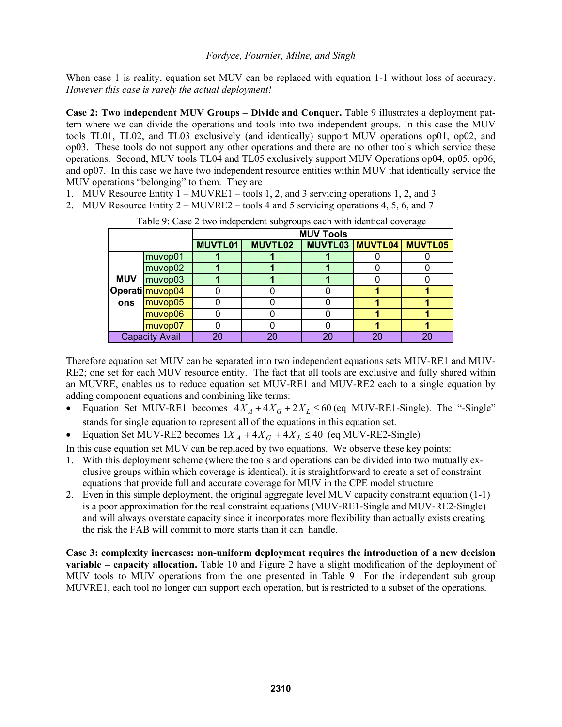When case 1 is reality, equation set MUV can be replaced with equation 1-1 without loss of accuracy. *However this case is rarely the actual deployment!*

**Case 2: Two independent MUV Groups – Divide and Conquer.** Table 9 illustrates a deployment pattern where we can divide the operations and tools into two independent groups. In this case the MUV tools TL01, TL02, and TL03 exclusively (and identically) support MUV operations op01, op02, and op03. These tools do not support any other operations and there are no other tools which service these operations. Second, MUV tools TL04 and TL05 exclusively support MUV Operations op04, op05, op06, and op07. In this case we have two independent resource entities within MUV that identically service the MUV operations "belonging" to them. They are

1. MUV Resource Entity 1 – MUVRE1 – tools 1, 2, and 3 servicing operations 1, 2, and 3
2. MUV Resource Entity 2 – MUVRE2 – tools 4 and 5 servicing operations 4, 5, 6, and 7

Table 9: Case 2 two independent subgroups each with identical coverage

| | | MUV Tools | | | | |
|---|---|---|---|---|---|---|
| | | **MUVTL01** | **MUVTL02** | **MUVTL03** | **MUVTL04** | **MUVTL05** |
| **MUV Operations** | muvop01 | **1** | **1** | **1** | 0 | 0 |
| | muvop02 | **1** | **1** | **1** | 0 | 0 |
| | muvop03 | **1** | **1** | **1** | 0 | 0 |
| | muvop04 | 0 | 0 | 0 | **1** | **1** |
| | muvop05 | 0 | 0 | 0 | **1** | **1** |
| | muvop06 | 0 | 0 | 0 | **1** | **1** |
| | muvop07 | 0 | 0 | 0 | **1** | **1** |
| Capacity Avail | | 20 | 20 | 20 | 20 | 20 |

Therefore equation set MUV can be separated into two independent equations sets MUV-RE1 and MUV-RE2; one set for each MUV resource entity. The fact that all tools are exclusive and fully shared within an MUVRE, enables us to reduce equation set MUV-RE1 and MUV-RE2 each to a single equation by adding component equations and combining like terms:

- Equation Set MUV-RE1 becomes $4X_A + 4X_G + 2X_L \leq 60$ (eq MUV-RE1-Single). The "-Single" stands for single equation to represent all of the equations in this equation set.
- Equation Set MUV-RE2 becomes $1X_A + 4X_G + 4X_L \leq 40$ (eq MUV-RE2-Single)

In this case equation set MUV can be replaced by two equations. We observe these key points:

1. With this deployment scheme (where the tools and operations can be divided into two mutually exclusive groups within which coverage is identical), it is straightforward to create a set of constraint equations that provide full and accurate coverage for MUV in the CPE model structure
2. Even in this simple deployment, the original aggregate level MUV capacity constraint equation (1-1) is a poor approximation for the real constraint equations (MUV-RE1-Single and MUV-RE2-Single) and will always overstate capacity since it incorporates more flexibility than actually exists creating the risk the FAB will commit to more starts than it can handle.

**Case 3: complexity increases: non-uniform deployment requires the introduction of a new decision variable – capacity allocation.** Table 10 and Figure 2 have a slight modification of the deployment of MUV tools to MUV operations from the one presented in Table 9 For the independent sub group MUVRE1, each tool no longer can support each operation, but is restricted to a subset of the operations.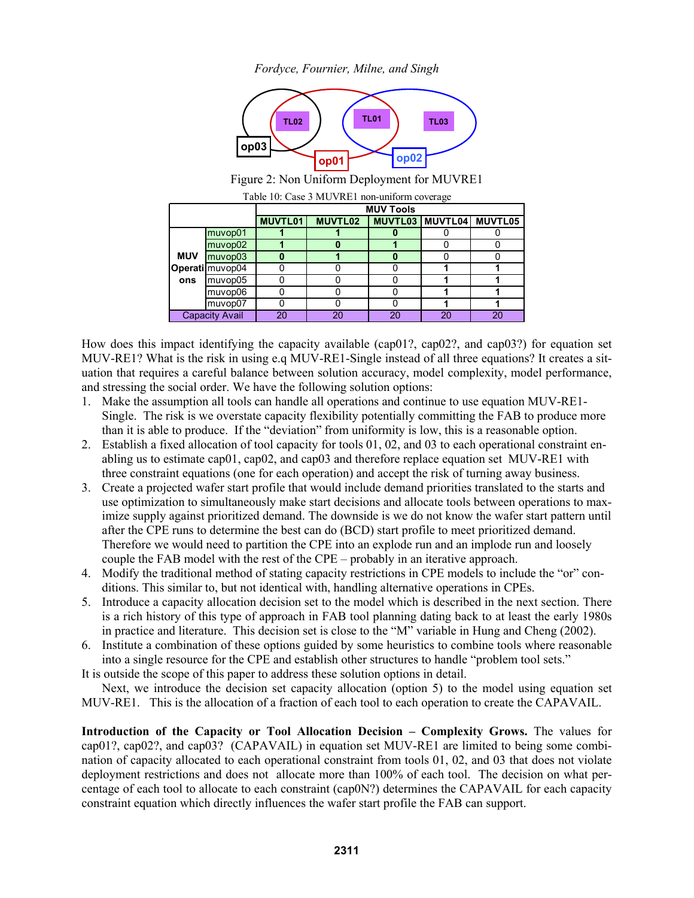Figure 2: Non Uniform Deployment for MUVRE1

Table 10: Case 3 MUVRE1 non-uniform coverage

| | | MUV Tools | | | | |
|---|---|---|---|---|---|---|
| | | MUVTL01 | MUVTL02 | MUVTL03 | MUVTL04 | MUVTL05 |
| MUV Operations | muvop01 | 1 | 1 | 0 | 0 | 0 |
| | muvop02 | 1 | 0 | 1 | 0 | 0 |
| | muvop03 | 0 | 1 | 0 | 0 | 0 |
| | muvop04 | 0 | 0 | 0 | 1 | 1 |
| | muvop05 | 0 | 0 | 0 | 1 | 1 |
| | muvop06 | 0 | 0 | 0 | 1 | 1 |
| | muvop07 | 0 | 0 | 0 | 1 | 1 |
| Capacity Avail | | 20 | 20 | 20 | 20 | 20 |

How does this impact identifying the capacity available (cap01?, cap02?, and cap03?) for equation set MUV-RE1? What is the risk in using e.q MUV-RE1-Single instead of all three equations? It creates a situation that requires a careful balance between solution accuracy, model complexity, model performance, and stressing the social order. We have the following solution options:

1. Make the assumption all tools can handle all operations and continue to use equation MUV-RE1-Single. The risk is we overstate capacity flexibility potentially committing the FAB to produce more than it is able to produce. If the "deviation" from uniformity is low, this is a reasonable option.
2. Establish a fixed allocation of tool capacity for tools 01, 02, and 03 to each operational constraint enabling us to estimate cap01, cap02, and cap03 and therefore replace equation set MUV-RE1 with three constraint equations (one for each operation) and accept the risk of turning away business.
3. Create a projected wafer start profile that would include demand priorities translated to the starts and use optimization to simultaneously make start decisions and allocate tools between operations to maximize supply against prioritized demand. The downside is we do not know the wafer start pattern until after the CPE runs to determine the best can do (BCD) start profile to meet prioritized demand. Therefore we would need to partition the CPE into an explode run and an implode run and loosely couple the FAB model with the rest of the CPE – probably in an iterative approach.
4. Modify the traditional method of stating capacity restrictions in CPE models to include the "or" conditions. This similar to, but not identical with, handling alternative operations in CPEs.
5. Introduce a capacity allocation decision set to the model which is described in the next section. There is a rich history of this type of approach in FAB tool planning dating back to at least the early 1980s in practice and literature. This decision set is close to the "M" variable in Hung and Cheng (2002).
6. Institute a combination of these options guided by some heuristics to combine tools where reasonable into a single resource for the CPE and establish other structures to handle "problem tool sets."

It is outside the scope of this paper to address these solution options in detail.

Next, we introduce the decision set capacity allocation (option 5) to the model using equation set MUV-RE1. This is the allocation of a fraction of each tool to each operation to create the CAPAVAIL.

**Introduction of the Capacity or Tool Allocation Decision – Complexity Grows.** The values for cap01?, cap02?, and cap03? (CAPAVAIL) in equation set MUV-RE1 are limited to being some combination of capacity allocated to each operational constraint from tools 01, 02, and 03 that does not violate deployment restrictions and does not allocate more than 100% of each tool. The decision on what percentage of each tool to allocate to each constraint (cap0N?) determines the CAPAVAIL for each capacity constraint equation which directly influences the wafer start profile the FAB can support.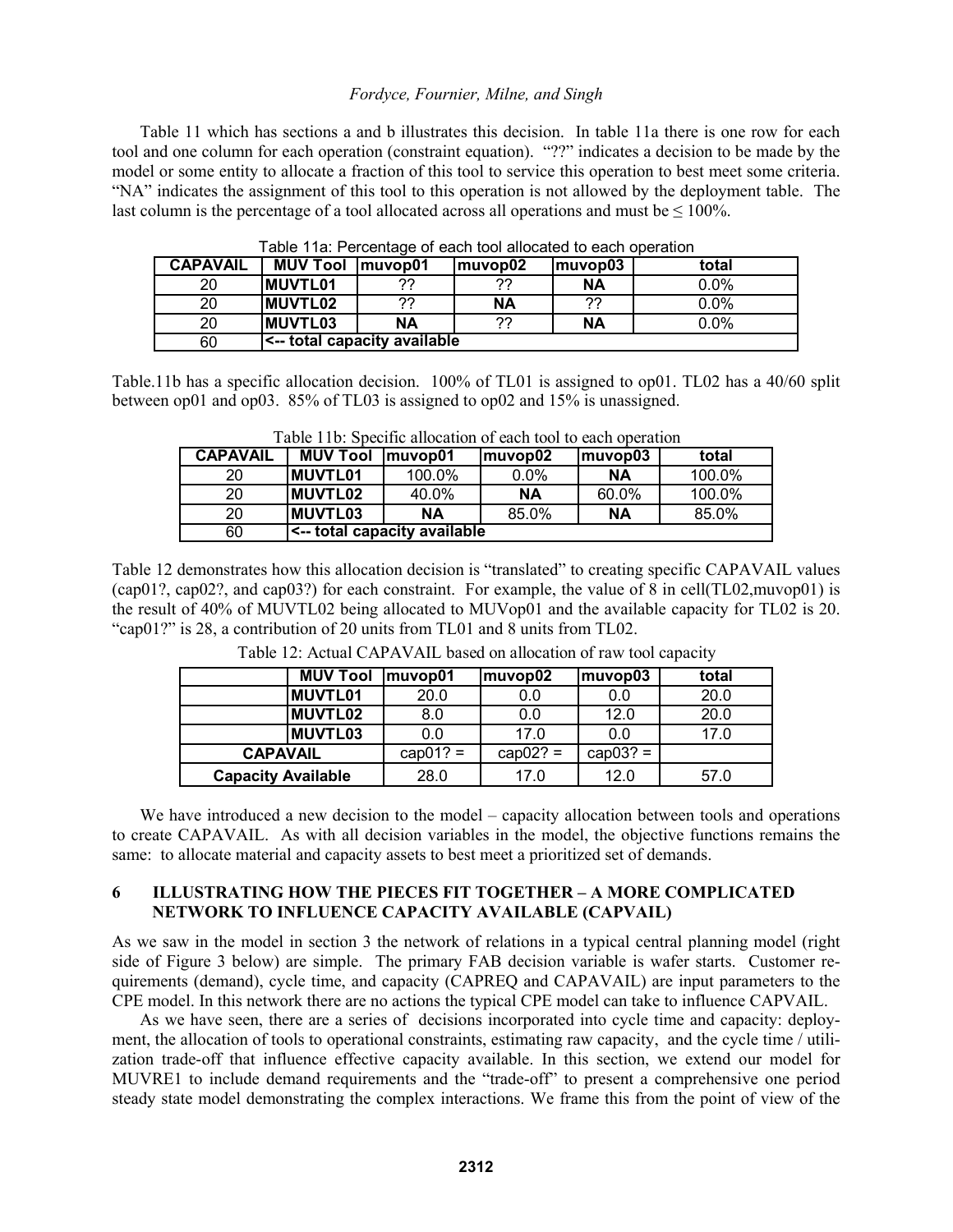Table 11 which has sections a and b illustrates this decision. In table 11a there is one row for each tool and one column for each operation (constraint equation). "??" indicates a decision to be made by the model or some entity to allocate a fraction of this tool to service this operation to best meet some criteria. "NA" indicates the assignment of this tool to this operation is not allowed by the deployment table. The last column is the percentage of a tool allocated across all operations and must be ≤ 100%.

Table 11a: Percentage of each tool allocated to each operation

| CAPAVAIL | MUV Tool | muvop01 | muvop02 | muvop03 | total |
|---|---|---|---|---|---|
| 20 | MUVTL01 | ?? | ?? | NA | 0.0% |
| 20 | MUVTL02 | ?? | NA | ?? | 0.0% |
| 20 | MUVTL03 | NA | ?? | NA | 0.0% |
| 60 | <-- total capacity available | | | | |

Table.11b has a specific allocation decision. 100% of TL01 is assigned to op01. TL02 has a 40/60 split between op01 and op03. 85% of TL03 is assigned to op02 and 15% is unassigned.

Table 11b: Specific allocation of each tool to each operation

| CAPAVAIL | MUV Tool | muvop01 | muvop02 | muvop03 | total |
|---|---|---|---|---|---|
| 20 | MUVTL01 | 100.0% | 0.0% | NA | 100.0% |
| 20 | MUVTL02 | 40.0% | NA | 60.0% | 100.0% |
| 20 | MUVTL03 | NA | 85.0% | NA | 85.0% |
| 60 | <-- total capacity available | | | | |

Table 12 demonstrates how this allocation decision is "translated" to creating specific CAPAVAIL values (cap01?, cap02?, and cap03?) for each constraint. For example, the value of 8 in cell(TL02,muvop01) is the result of 40% of MUVTL02 being allocated to MUVop01 and the available capacity for TL02 is 20. "cap01?" is 28, a contribution of 20 units from TL01 and 8 units from TL02.

Table 12: Actual CAPAVAIL based on allocation of raw tool capacity

| | MUV Tool | muvop01 | muvop02 | muvop03 | total |
|---|---|---|---|---|---|
| | MUVTL01 | 20.0 | 0.0 | 0.0 | 20.0 |
| | MUVTL02 | 8.0 | 0.0 | 12.0 | 20.0 |
| | MUVTL03 | 0.0 | 17.0 | 0.0 | 17.0 |
| CAPAVAIL | | cap01? = | cap02? = | cap03? = | |
| Capacity Available | | 28.0 | 17.0 | 12.0 | 57.0 |

We have introduced a new decision to the model – capacity allocation between tools and operations to create CAPAVAIL. As with all decision variables in the model, the objective functions remains the same: to allocate material and capacity assets to best meet a prioritized set of demands.

## 6 ILLUSTRATING HOW THE PIECES FIT TOGETHER – A MORE COMPLICATED NETWORK TO INFLUENCE CAPACITY AVAILABLE (CAPVAIL)

As we saw in the model in section 3 the network of relations in a typical central planning model (right side of Figure 3 below) are simple. The primary FAB decision variable is wafer starts. Customer requirements (demand), cycle time, and capacity (CAPREQ and CAPAVAIL) are input parameters to the CPE model. In this network there are no actions the typical CPE model can take to influence CAPVAIL.

As we have seen, there are a series of decisions incorporated into cycle time and capacity: deployment, the allocation of tools to operational constraints, estimating raw capacity, and the cycle time / utilization trade-off that influence effective capacity available. In this section, we extend our model for MUVRE1 to include demand requirements and the "trade-off" to present a comprehensive one period steady state model demonstrating the complex interactions. We frame this from the point of view of the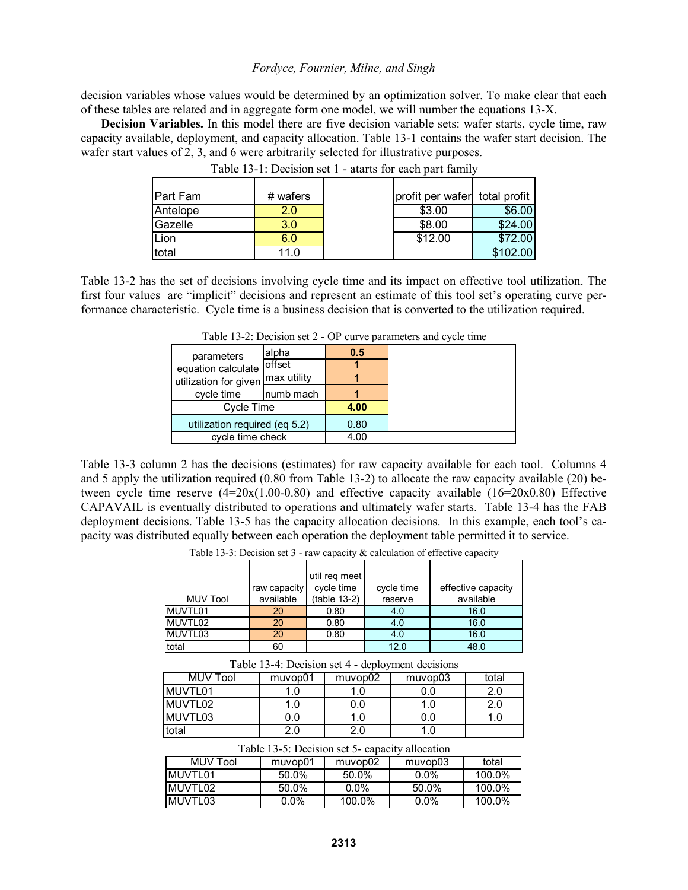decision variables whose values would be determined by an optimization solver. To make clear that each of these tables are related and in aggregate form one model, we will number the equations 13-X.

**Decision Variables.** In this model there are five decision variable sets: wafer starts, cycle time, raw capacity available, deployment, and capacity allocation. Table 13-1 contains the wafer start decision. The wafer start values of 2, 3, and 6 were arbitrarily selected for illustrative purposes.

Table 13-1: Decision set 1 - atarts for each part family

| Part Fam | # wafers | | profit per wafer | total profit |
|---|---|---|---|---|
| Antelope | 2.0 | | $3.00 | $6.00 |
| Gazelle | 3.0 | | $8.00 | $24.00 |
| Lion | 6.0 | | $12.00 | $72.00 |
| total | 11.0 | | | $102.00 |

Table 13-2 has the set of decisions involving cycle time and its impact on effective tool utilization. The first four values are "implicit" decisions and represent an estimate of this tool set's operating curve performance characteristic. Cycle time is a business decision that is converted to the utilization required.

Table 13-2: Decision set 2 - OP curve parameters and cycle time

| | | |
|---|---|---|
| parameters equation calculate utilization for given cycle time | alpha | 0.5 |
| | offset | 1 |
| | max utility | 1 |
| | numb mach | 1 |
| Cycle Time | | 4.00 |
| utilization required (eq 5.2) | | 0.80 |
| cycle time check | | 4.00 |

Table 13-3 column 2 has the decisions (estimates) for raw capacity available for each tool. Columns 4 and 5 apply the utilization required (0.80 from Table 13-2) to allocate the raw capacity available (20) between cycle time reserve (4=20x(1.00-0.80) and effective capacity available (16=20x0.80) Effective CAPAVAIL is eventually distributed to operations and ultimately wafer starts. Table 13-4 has the FAB deployment decisions. Table 13-5 has the capacity allocation decisions. In this example, each tool's capacity was distributed equally between each operation the deployment table permitted it to service.

Table 13-3: Decision set 3 - raw capacity & calculation of effective capacity

| MUV Tool | raw capacity available | util req meet cycle time (table 13-2) | cycle time reserve | effective capacity available |
|---|---|---|---|---|
| MUVTL01 | 20 | 0.80 | 4.0 | 16.0 |
| MUVTL02 | 20 | 0.80 | 4.0 | 16.0 |
| MUVTL03 | 20 | 0.80 | 4.0 | 16.0 |
| total | 60 | | 12.0 | 48.0 |

Table 13-4: Decision set 4 - deployment decisions

| MUV Tool | muvop01 | muvop02 | muvop03 | total |
|---|---|---|---|---|
| MUVTL01 | 1.0 | 1.0 | 0.0 | 2.0 |
| MUVTL02 | 1.0 | 0.0 | 1.0 | 2.0 |
| MUVTL03 | 0.0 | 1.0 | 0.0 | 1.0 |
| total | 2.0 | 2.0 | 1.0 | |

Table 13-5: Decision set 5- capacity allocation

| MUV Tool | muvop01 | muvop02 | muvop03 | total |
|---|---|---|---|---|
| MUVTL01 | 50.0% | 50.0% | 0.0% | 100.0% |
| MUVTL02 | 50.0% | 0.0% | 50.0% | 100.0% |
| MUVTL03 | 0.0% | 100.0% | 0.0% | 100.0% |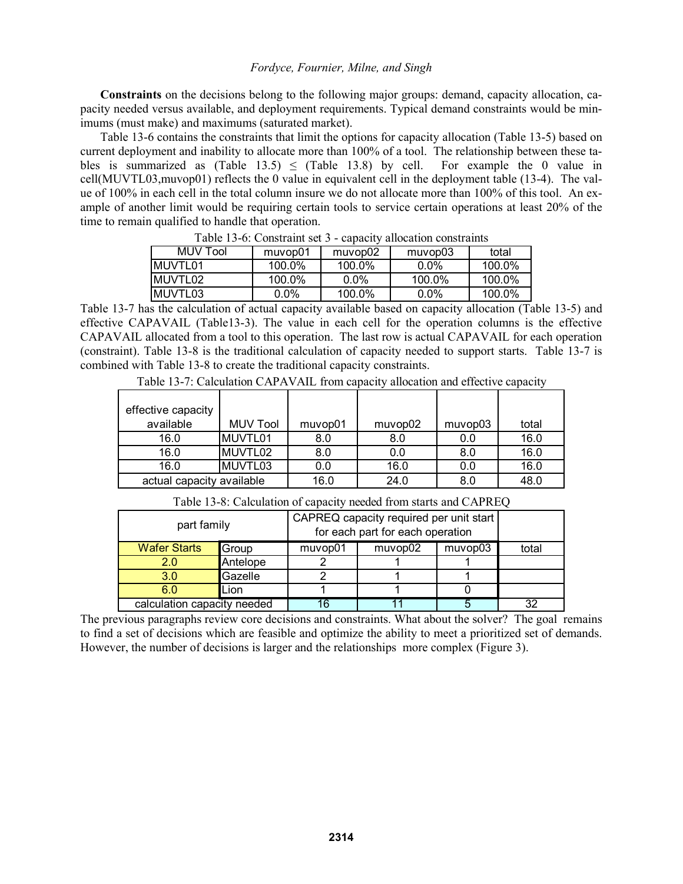**Constraints** on the decisions belong to the following major groups: demand, capacity allocation, capacity needed versus available, and deployment requirements. Typical demand constraints would be minimums (must make) and maximums (saturated market).

Table 13-6 contains the constraints that limit the options for capacity allocation (Table 13-5) based on current deployment and inability to allocate more than 100% of a tool. The relationship between these tables is summarized as (Table 13.5) ≤ (Table 13.8) by cell. For example the 0 value in cell(MUVTL03,muvop01) reflects the 0 value in equivalent cell in the deployment table (13-4). The value of 100% in each cell in the total column insure we do not allocate more than 100% of this tool. An example of another limit would be requiring certain tools to service certain operations at least 20% of the time to remain qualified to handle that operation.

Table 13-6: Constraint set 3 - capacity allocation constraints

| MUV Tool | muvop01 | muvop02 | muvop03 | total |
|---|---|---|---|---|
| MUVTL01 | 100.0% | 100.0% | 0.0% | 100.0% |
| MUVTL02 | 100.0% | 0.0% | 100.0% | 100.0% |
| MUVTL03 | 0.0% | 100.0% | 0.0% | 100.0% |

Table 13-7 has the calculation of actual capacity available based on capacity allocation (Table 13-5) and effective CAPAVAIL (Table13-3). The value in each cell for the operation columns is the effective CAPAVAIL allocated from a tool to this operation. The last row is actual CAPAVAIL for each operation (constraint). Table 13-8 is the traditional calculation of capacity needed to support starts. Table 13-7 is combined with Table 13-8 to create the traditional capacity constraints.

Table 13-7: Calculation CAPAVAIL from capacity allocation and effective capacity

| effective capacity available | MUV Tool | muvop01 | muvop02 | muvop03 | total |
|---|---|---|---|---|---|
| 16.0 | MUVTL01 | 8.0 | 8.0 | 0.0 | 16.0 |
| 16.0 | MUVTL02 | 8.0 | 0.0 | 8.0 | 16.0 |
| 16.0 | MUVTL03 | 0.0 | 16.0 | 0.0 | 16.0 |
| actual capacity available | | 16.0 | 24.0 | 8.0 | 48.0 |

Table 13-8: Calculation of capacity needed from starts and CAPREQ

| part family | | CAPREQ capacity required per unit start for each part for each operation | | | |
|---|---|---|---|---|---|
| Wafer Starts | Group | muvop01 | muvop02 | muvop03 | total |
| 2.0 | Antelope | 2 | 1 | 1 | |
| 3.0 | Gazelle | 2 | 1 | 1 | |
| 6.0 | Lion | 1 | 1 | 0 | |
| calculation capacity needed | | 16 | 11 | 5 | 32 |

The previous paragraphs review core decisions and constraints. What about the solver? The goal remains to find a set of decisions which are feasible and optimize the ability to meet a prioritized set of demands. However, the number of decisions is larger and the relationships more complex (Figure 3).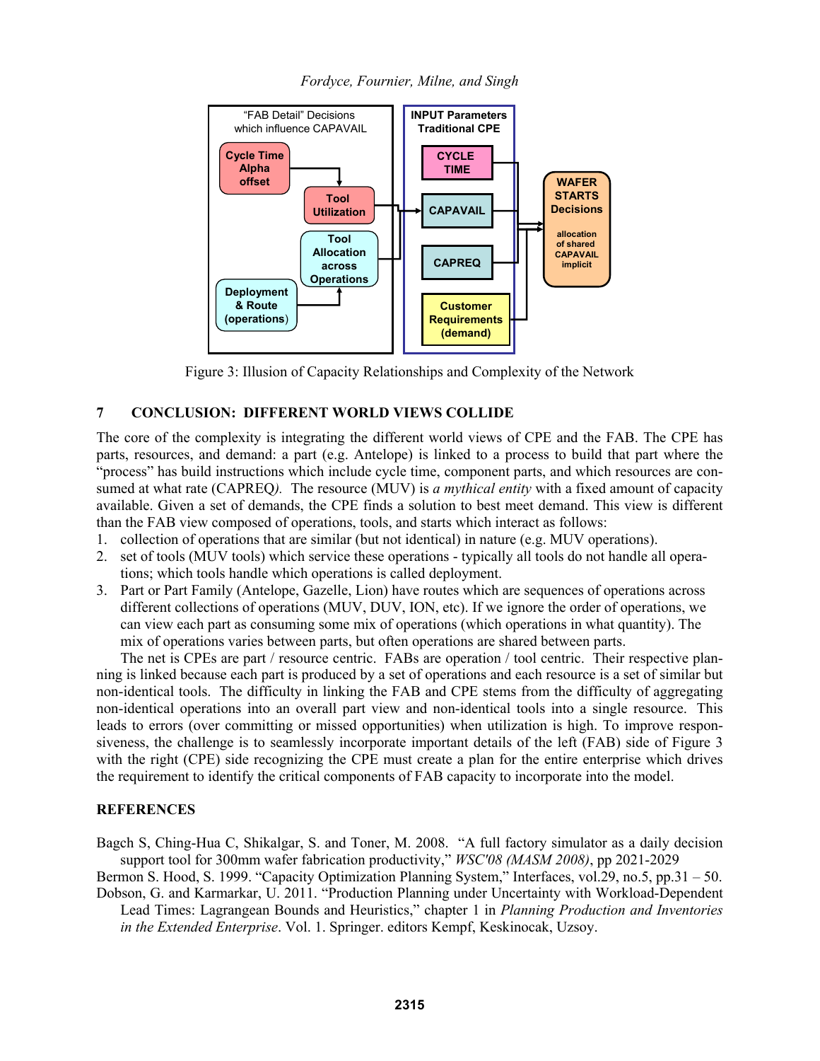Figure 3: Illusion of Capacity Relationships and Complexity of the Network

## 7 CONCLUSION: DIFFERENT WORLD VIEWS COLLIDE

The core of the complexity is integrating the different world views of CPE and the FAB. The CPE has parts, resources, and demand: a part (e.g. Antelope) is linked to a process to build that part where the "process" has build instructions which include cycle time, component parts, and which resources are consumed at what rate (CAPREQ*)*. The resource (MUV) is *a mythical entity* with a fixed amount of capacity available. Given a set of demands, the CPE finds a solution to best meet demand. This view is different than the FAB view composed of operations, tools, and starts which interact as follows:

1. collection of operations that are similar (but not identical) in nature (e.g. MUV operations).
2. set of tools (MUV tools) which service these operations - typically all tools do not handle all operations; which tools handle which operations is called deployment.
3. Part or Part Family (Antelope, Gazelle, Lion) have routes which are sequences of operations across different collections of operations (MUV, DUV, ION, etc). If we ignore the order of operations, we can view each part as consuming some mix of operations (which operations in what quantity). The mix of operations varies between parts, but often operations are shared between parts.

The net is CPEs are part / resource centric. FABs are operation / tool centric. Their respective planning is linked because each part is produced by a set of operations and each resource is a set of similar but non-identical tools. The difficulty in linking the FAB and CPE stems from the difficulty of aggregating non-identical operations into an overall part view and non-identical tools into a single resource. This leads to errors (over committing or missed opportunities) when utilization is high. To improve responsiveness, the challenge is to seamlessly incorporate important details of the left (FAB) side of Figure 3 with the right (CPE) side recognizing the CPE must create a plan for the entire enterprise which drives the requirement to identify the critical components of FAB capacity to incorporate into the model.

## REFERENCES

Bagch S, Ching-Hua C, Shikalgar, S. and Toner, M. 2008. "A full factory simulator as a daily decision support tool for 300mm wafer fabrication productivity," *WSC'08 (MASM 2008)*, pp 2021-2029

Bermon S. Hood, S. 1999. "Capacity Optimization Planning System," Interfaces, vol.29, no.5, pp.31 – 50.

Dobson, G. and Karmarkar, U. 2011. "Production Planning under Uncertainty with Workload-Dependent Lead Times: Lagrangean Bounds and Heuristics," chapter 1 in *Planning Production and Inventories in the Extended Enterprise*. Vol. 1. Springer. editors Kempf, Keskinocak, Uzsoy.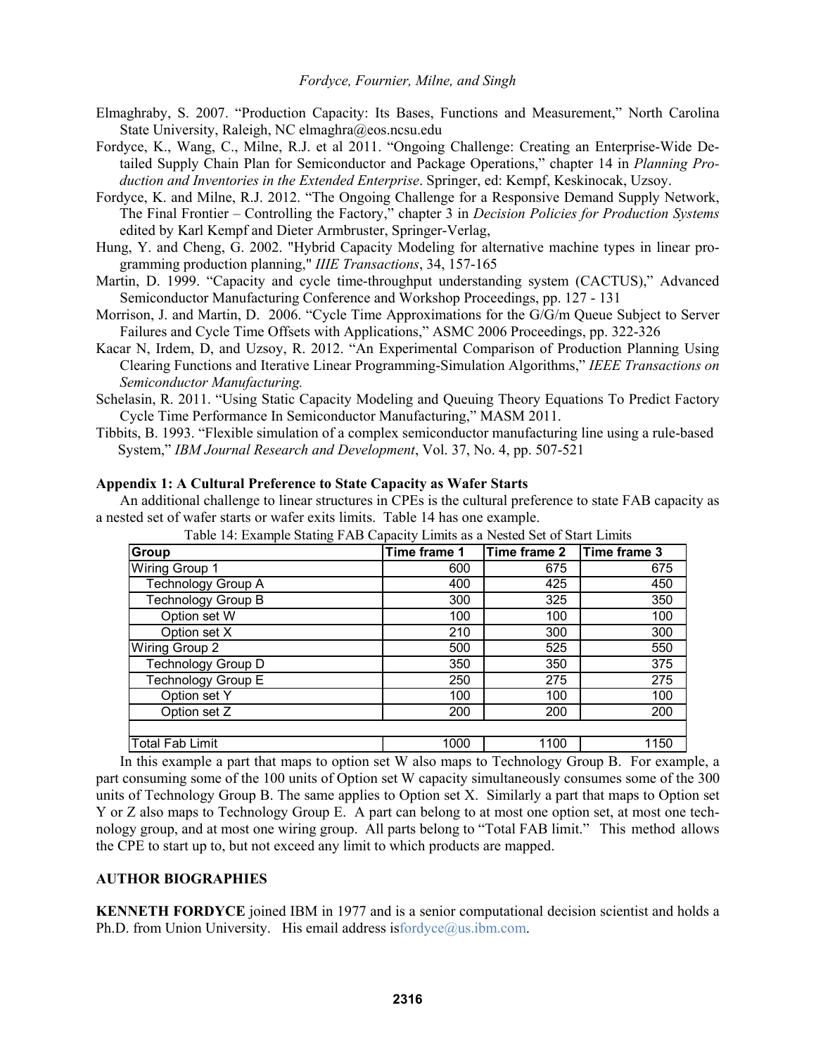Elmaghraby, S. 2007. "Production Capacity: Its Bases, Functions and Measurement," North Carolina State University, Raleigh, NC elmaghra@eos.ncsu.edu

Fordyce, K., Wang, C., Milne, R.J. et al 2011. "Ongoing Challenge: Creating an Enterprise-Wide Detailed Supply Chain Plan for Semiconductor and Package Operations," chapter 14 in *Planning Production and Inventories in the Extended Enterprise*. Springer, ed: Kempf, Keskinocak, Uzsoy.

Fordyce, K. and Milne, R.J. 2012. "The Ongoing Challenge for a Responsive Demand Supply Network, The Final Frontier – Controlling the Factory," chapter 3 in *Decision Policies for Production Systems* edited by Karl Kempf and Dieter Armbruster, Springer-Verlag,

Hung, Y. and Cheng, G. 2002. "Hybrid Capacity Modeling for alternative machine types in linear programming production planning," *IIIE Transactions*, 34, 157-165

Martin, D. 1999. "Capacity and cycle time-throughput understanding system (CACTUS)," Advanced Semiconductor Manufacturing Conference and Workshop Proceedings, pp. 127 - 131

Morrison, J. and Martin, D. 2006. "Cycle Time Approximations for the G/G/m Queue Subject to Server Failures and Cycle Time Offsets with Applications," ASMC 2006 Proceedings, pp. 322-326

Kacar N, Irdem, D, and Uzsoy, R. 2012. "An Experimental Comparison of Production Planning Using Clearing Functions and Iterative Linear Programming-Simulation Algorithms," *IEEE Transactions on Semiconductor Manufacturing.*

Schelasin, R. 2011. "Using Static Capacity Modeling and Queuing Theory Equations To Predict Factory Cycle Time Performance In Semiconductor Manufacturing," MASM 2011.

Tibbits, B. 1993. "Flexible simulation of a complex semiconductor manufacturing line using a rule-based System," *IBM Journal Research and Development*, Vol. 37, No. 4, pp. 507-521

## Appendix 1: A Cultural Preference to State Capacity as Wafer Starts

An additional challenge to linear structures in CPEs is the cultural preference to state FAB capacity as a nested set of wafer starts or wafer exits limits. Table 14 has one example.

Table 14: Example Stating FAB Capacity Limits as a Nested Set of Start Limits

| Group | Time frame 1 | Time frame 2 | Time frame 3 |
|---|---|---|---|
| Wiring Group 1 | 600 | 675 | 675 |
| Technology Group A | 400 | 425 | 450 |
| Technology Group B | 300 | 325 | 350 |
| Option set W | 100 | 100 | 100 |
| Option set X | 210 | 300 | 300 |
| Wiring Group 2 | 500 | 525 | 550 |
| Technology Group D | 350 | 350 | 375 |
| Technology Group E | 250 | 275 | 275 |
| Option set Y | 100 | 100 | 100 |
| Option set Z | 200 | 200 | 200 |
| | | | |
| Total Fab Limit | 1000 | 1100 | 1150 |

In this example a part that maps to option set W also maps to Technology Group B. For example, a part consuming some of the 100 units of Option set W capacity simultaneously consumes some of the 300 units of Technology Group B. The same applies to Option set X. Similarly a part that maps to Option set Y or Z also maps to Technology Group E. A part can belong to at most one option set, at most one technology group, and at most one wiring group. All parts belong to "Total FAB limit." This method allows the CPE to start up to, but not exceed any limit to which products are mapped.

## AUTHOR BIOGRAPHIES

**KENNETH FORDYCE** joined IBM in 1977 and is a senior computational decision scientist and holds a Ph.D. from Union University. His email address isfordyce@us.ibm.com.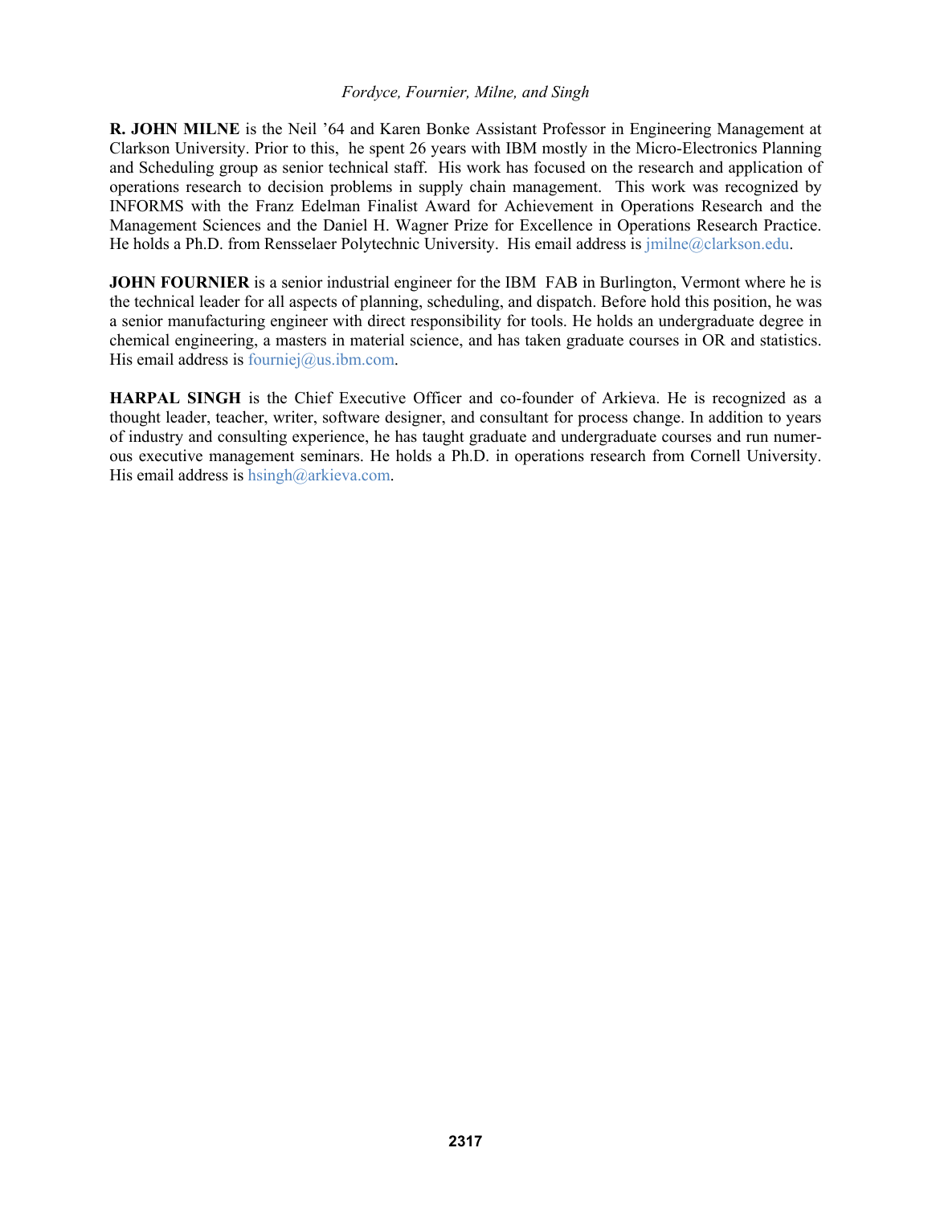**R. JOHN MILNE** is the Neil '64 and Karen Bonke Assistant Professor in Engineering Management at Clarkson University. Prior to this, he spent 26 years with IBM mostly in the Micro-Electronics Planning and Scheduling group as senior technical staff. His work has focused on the research and application of operations research to decision problems in supply chain management. This work was recognized by INFORMS with the Franz Edelman Finalist Award for Achievement in Operations Research and the Management Sciences and the Daniel H. Wagner Prize for Excellence in Operations Research Practice. He holds a Ph.D. from Rensselaer Polytechnic University. His email address is jmilne@clarkson.edu.

**JOHN FOURNIER** is a senior industrial engineer for the IBM FAB in Burlington, Vermont where he is the technical leader for all aspects of planning, scheduling, and dispatch. Before hold this position, he was a senior manufacturing engineer with direct responsibility for tools. He holds an undergraduate degree in chemical engineering, a masters in material science, and has taken graduate courses in OR and statistics. His email address is fourniej@us.ibm.com.

**HARPAL SINGH** is the Chief Executive Officer and co-founder of Arkieva. He is recognized as a thought leader, teacher, writer, software designer, and consultant for process change. In addition to years of industry and consulting experience, he has taught graduate and undergraduate courses and run numerous executive management seminars. He holds a Ph.D. in operations research from Cornell University. His email address is hsingh@arkieva.com.